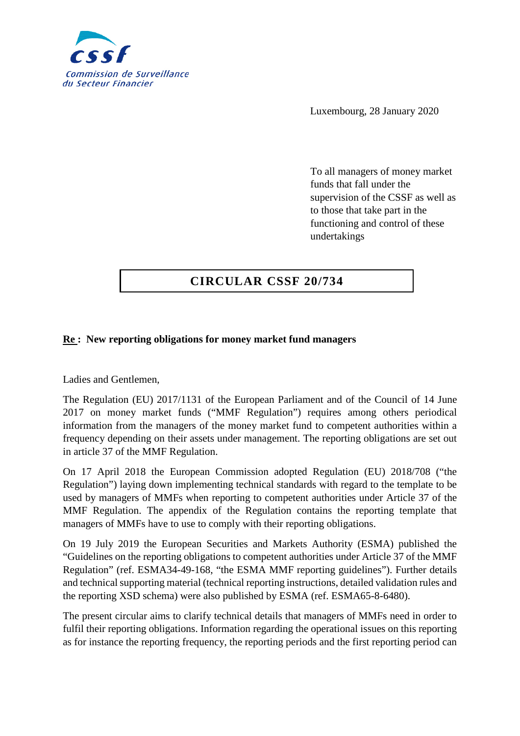Commission de Surveillance du Secteur Financier

Luxembourg, 28 January 2020

To all managers of money market funds that fall under the supervision of the CSSF as well as to those that take part in the functioning and control of these undertakings

# CIRCULAR CSSF 20/734

**Re : New reporting obligations for money market fund managers**

Ladies and Gentlemen,

The Regulation (EU) 2017/1131 of the European Parliament and of the Council of 14 June 2017 on money market funds ("MMF Regulation") requires among others periodical information from the managers of the money market fund to competent authorities within a frequency depending on their assets under management. The reporting obligations are set out in article 37 of the MMF Regulation.

On 17 April 2018 the European Commission adopted Regulation (EU) 2018/708 ("the Regulation") laying down implementing technical standards with regard to the template to be used by managers of MMFs when reporting to competent authorities under Article 37 of the MMF Regulation. The appendix of the Regulation contains the reporting template that managers of MMFs have to use to comply with their reporting obligations.

On 19 July 2019 the European Securities and Markets Authority (ESMA) published the "Guidelines on the reporting obligations to competent authorities under Article 37 of the MMF Regulation" (ref. ESMA34-49-168, "the ESMA MMF reporting guidelines"). Further details and technical supporting material (technical reporting instructions, detailed validation rules and the reporting XSD schema) were also published by ESMA (ref. ESMA65-8-6480).

The present circular aims to clarify technical details that managers of MMFs need in order to fulfil their reporting obligations. Information regarding the operational issues on this reporting as for instance the reporting frequency, the reporting periods and the first reporting period can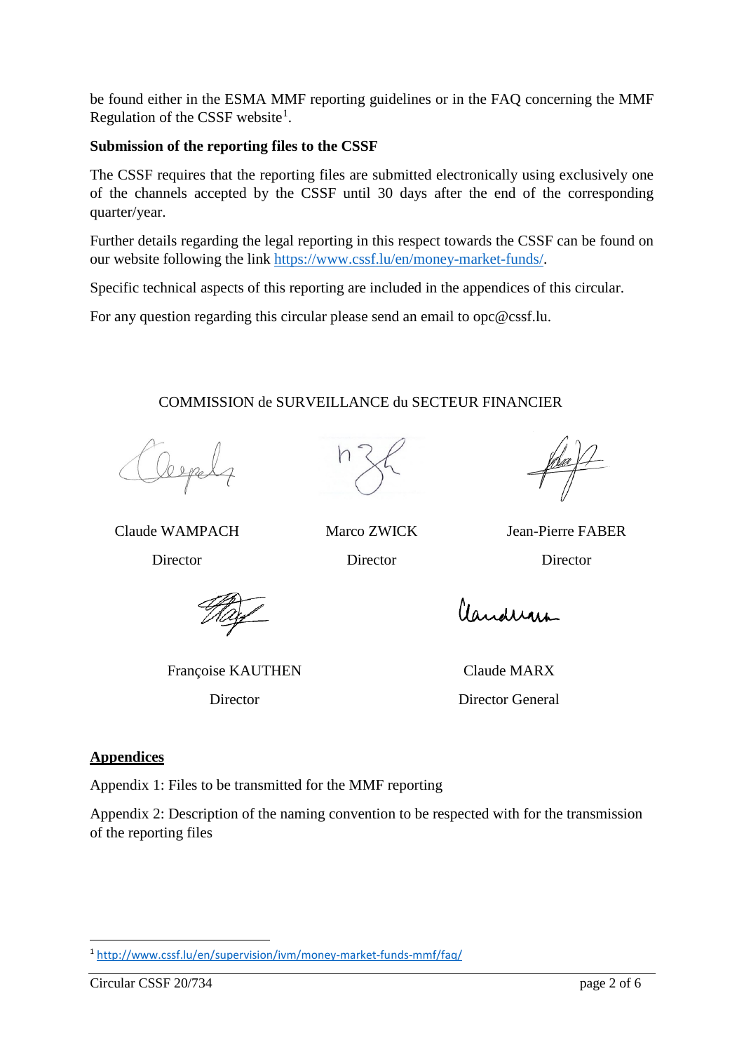be found either in the ESMA MMF reporting guidelines or in the FAQ concerning the MMF Regulation of the CSSF website[1].

**Submission of the reporting files to the CSSF**

The CSSF requires that the reporting files are submitted electronically using exclusively one of the channels accepted by the CSSF until 30 days after the end of the corresponding quarter/year.

Further details regarding the legal reporting in this respect towards the CSSF can be found on our website following the link https://www.cssf.lu/en/money-market-funds/.

Specific technical aspects of this reporting are included in the appendices of this circular.

For any question regarding this circular please send an email to opc@cssf.lu.

COMMISSION de SURVEILLANCE du SECTEUR FINANCIER

| Claude WAMPACH | Marco ZWICK | Jean-Pierre FABER |
|---|---|---|
| Director | Director | Director |

| Françoise KAUTHEN | Claude MARX |
|---|---|
| Director | Director General |

**Appendices**

Appendix 1: Files to be transmitted for the MMF reporting

Appendix 2: Description of the naming convention to be respected with for the transmission of the reporting files

[1] http://www.cssf.lu/en/supervision/ivm/money-market-funds-mmf/faq/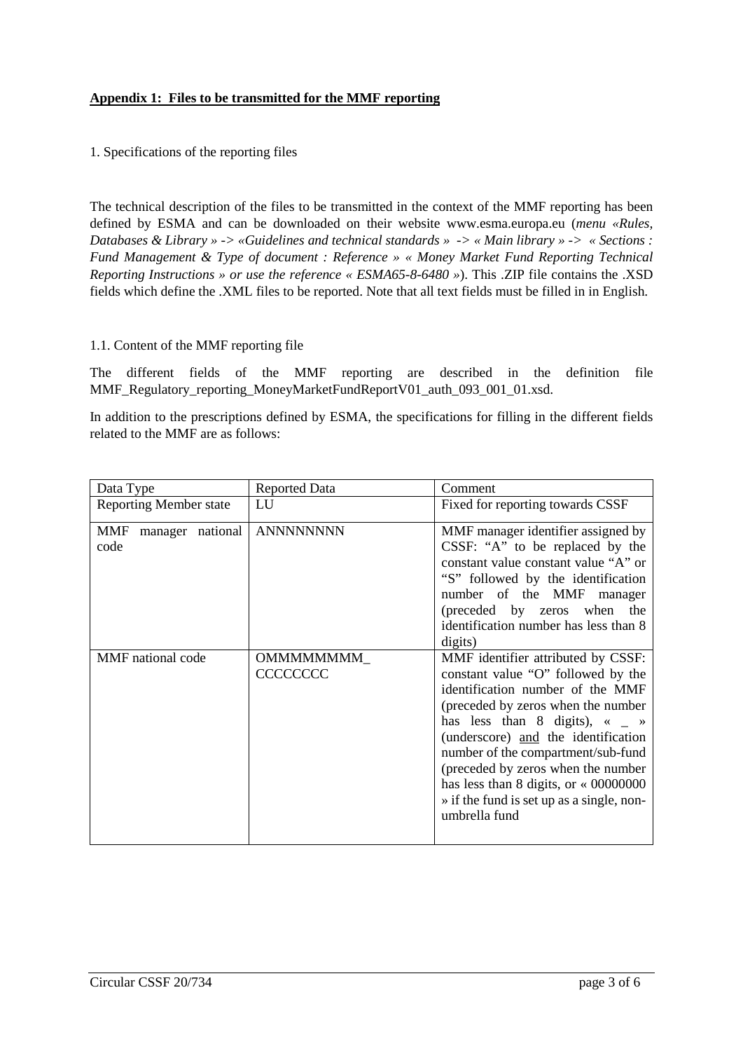**Appendix 1: Files to be transmitted for the MMF reporting**

1. Specifications of the reporting files

The technical description of the files to be transmitted in the context of the MMF reporting has been defined by ESMA and can be downloaded on their website www.esma.europa.eu (*menu «Rules, Databases & Library » -> «Guidelines and technical standards » -> « Main library » -> « Sections : Fund Management & Type of document : Reference » « Money Market Fund Reporting Technical Reporting Instructions » or use the reference « ESMA65-8-6480 »*). This .ZIP file contains the .XSD fields which define the .XML files to be reported. Note that all text fields must be filled in in English.

1.1. Content of the MMF reporting file

The different fields of the MMF reporting are described in the definition file MMF_Regulatory_reporting_MoneyMarketFundReportV01_auth_093_001_01.xsd.

In addition to the prescriptions defined by ESMA, the specifications for filling in the different fields related to the MMF are as follows:

| Data Type | Reported Data | Comment |
|---|---|---|
| Reporting Member state | LU | Fixed for reporting towards CSSF |
| MMF manager national code | ANNNNNNNN | MMF manager identifier assigned by CSSF: "A" to be replaced by the constant value constant value "A" or "S" followed by the identification number of the MMF manager (preceded by zeros when the identification number has less than 8 digits) |
| MMF national code | OMMMMMMMM_ CCCCCCCC | MMF identifier attributed by CSSF: constant value "O" followed by the identification number of the MMF (preceded by zeros when the number has less than 8 digits), « _ » (underscore) <u>and</u> the identification number of the compartment/sub-fund (preceded by zeros when the number has less than 8 digits, or « 00000000 » if the fund is set up as a single, non-umbrella fund |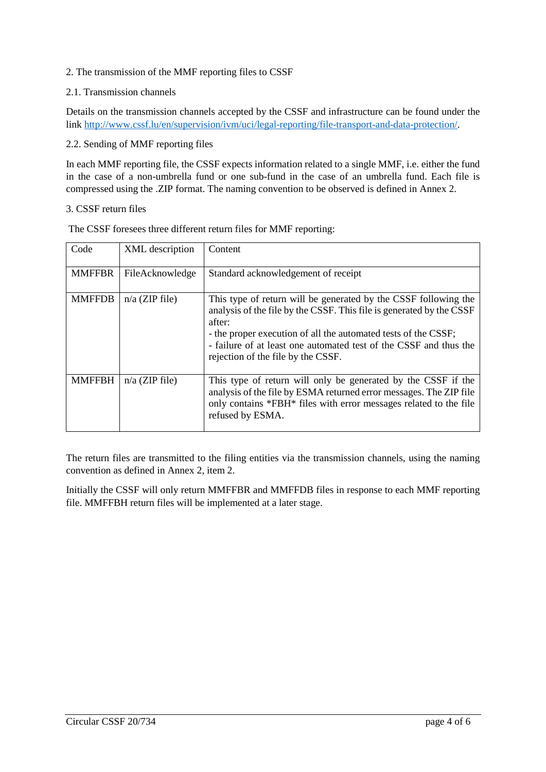## 2. The transmission of the MMF reporting files to CSSF

### 2.1. Transmission channels

Details on the transmission channels accepted by the CSSF and infrastructure can be found under the link http://www.cssf.lu/en/supervision/ivm/uci/legal-reporting/file-transport-and-data-protection/.

### 2.2. Sending of MMF reporting files

In each MMF reporting file, the CSSF expects information related to a single MMF, i.e. either the fund in the case of a non-umbrella fund or one sub-fund in the case of an umbrella fund. Each file is compressed using the .ZIP format. The naming convention to be observed is defined in Annex 2.

## 3. CSSF return files

The CSSF foresees three different return files for MMF reporting:

| Code | XML description | Content |
| --- | --- | --- |
| MMFFBR | FileAcknowledge | Standard acknowledgement of receipt |
| MMFFDB | n/a (ZIP file) | This type of return will be generated by the CSSF following the analysis of the file by the CSSF. This file is generated by the CSSF after:<br>- the proper execution of all the automated tests of the CSSF;<br>- failure of at least one automated test of the CSSF and thus the rejection of the file by the CSSF. |
| MMFFBH | n/a (ZIP file) | This type of return will only be generated by the CSSF if the analysis of the file by ESMA returned error messages. The ZIP file only contains *FBH* files with error messages related to the file refused by ESMA. |

The return files are transmitted to the filing entities via the transmission channels, using the naming convention as defined in Annex 2, item 2.

Initially the CSSF will only return MMFFBR and MMFFDB files in response to each MMF reporting file. MMFFBH return files will be implemented at a later stage.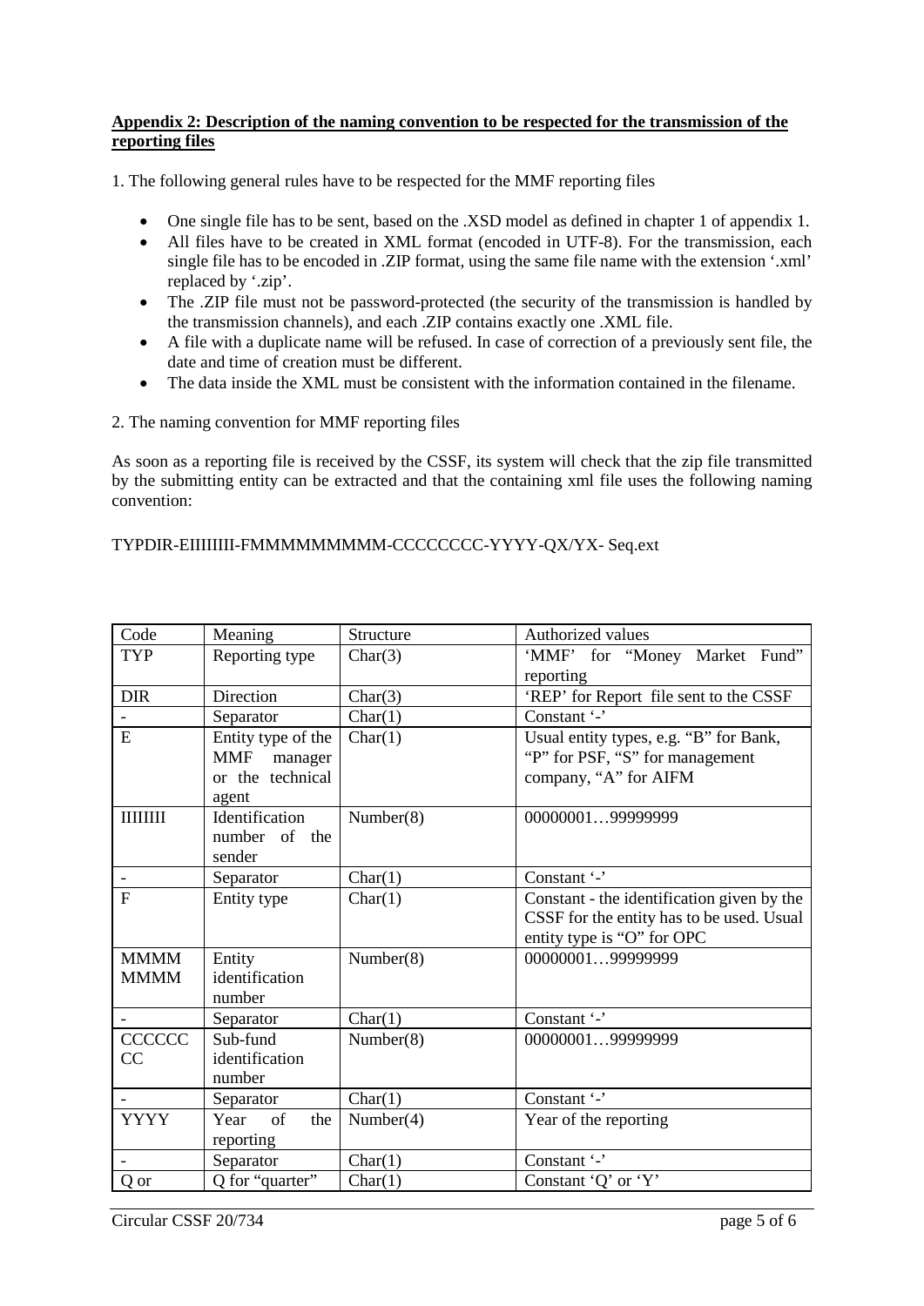**Appendix 2: Description of the naming convention to be respected for the transmission of the reporting files**

1. The following general rules have to be respected for the MMF reporting files

- One single file has to be sent, based on the .XSD model as defined in chapter 1 of appendix 1.
- All files have to be created in XML format (encoded in UTF-8). For the transmission, each single file has to be encoded in .ZIP format, using the same file name with the extension '.xml' replaced by '.zip'.
- The .ZIP file must not be password-protected (the security of the transmission is handled by the transmission channels), and each .ZIP contains exactly one .XML file.
- A file with a duplicate name will be refused. In case of correction of a previously sent file, the date and time of creation must be different.
- The data inside the XML must be consistent with the information contained in the filename.

2. The naming convention for MMF reporting files

As soon as a reporting file is received by the CSSF, its system will check that the zip file transmitted by the submitting entity can be extracted and that the containing xml file uses the following naming convention:

TYPDIR-EIIIIIIII-FMMMMMMMMM-CCCCCCCC-YYYY-QX/YX- Seq.ext

| Code | Meaning | Structure | Authorized values |
|---|---|---|---|
| TYP | Reporting type | Char(3) | 'MMF' for "Money Market Fund" reporting |
| DIR | Direction | Char(3) | 'REP' for Report file sent to the CSSF |
| - | Separator | Char(1) | Constant '-' |
| E | Entity type of the MMF manager or the technical agent | Char(1) | Usual entity types, e.g. "B" for Bank, "P" for PSF, "S" for management company, "A" for AIFM |
| IIIIIIII | Identification number of the sender | Number(8) | 00000001…99999999 |
| - | Separator | Char(1) | Constant '-' |
| F | Entity type | Char(1) | Constant - the identification given by the CSSF for the entity has to be used. Usual entity type is "O" for OPC |
| MMMM MMMM | Entity identification number | Number(8) | 00000001…99999999 |
| - | Separator | Char(1) | Constant '-' |
| CCCCCC CC | Sub-fund identification number | Number(8) | 00000001…99999999 |
| - | Separator | Char(1) | Constant '-' |
| YYYY | Year of the reporting | Number(4) | Year of the reporting |
| - | Separator | Char(1) | Constant '-' |
| Q or | Q for "quarter" | Char(1) | Constant 'Q' or 'Y' |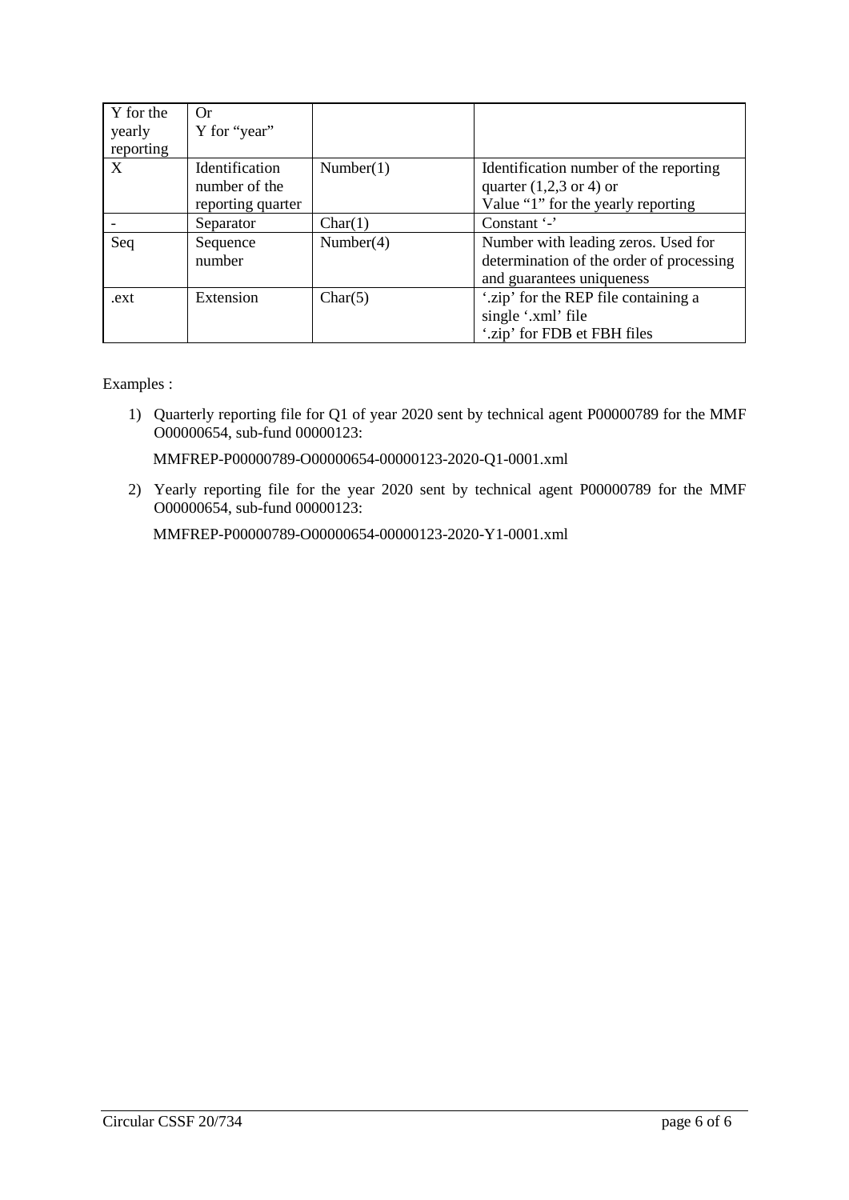| | | | |
|---|---|---|---|
| Y for the yearly reporting | Or Y for "year" | | |
| X | Identification number of the reporting quarter | Number(1) | Identification number of the reporting quarter (1,2,3 or 4) or Value "1" for the yearly reporting |
| - | Separator | Char(1) | Constant '-' |
| Seq | Sequence number | Number(4) | Number with leading zeros. Used for determination of the order of processing and guarantees uniqueness |
| .ext | Extension | Char(5) | '.zip' for the REP file containing a single '.xml' file<br>'.zip' for FDB et FBH files |

Examples :

1) Quarterly reporting file for Q1 of year 2020 sent by technical agent P00000789 for the MMF O00000654, sub-fund 00000123:

   MMFREP-P00000789-O00000654-00000123-2020-Q1-0001.xml

2) Yearly reporting file for the year 2020 sent by technical agent P00000789 for the MMF O00000654, sub-fund 00000123:

   MMFREP-P00000789-O00000654-00000123-2020-Y1-0001.xml